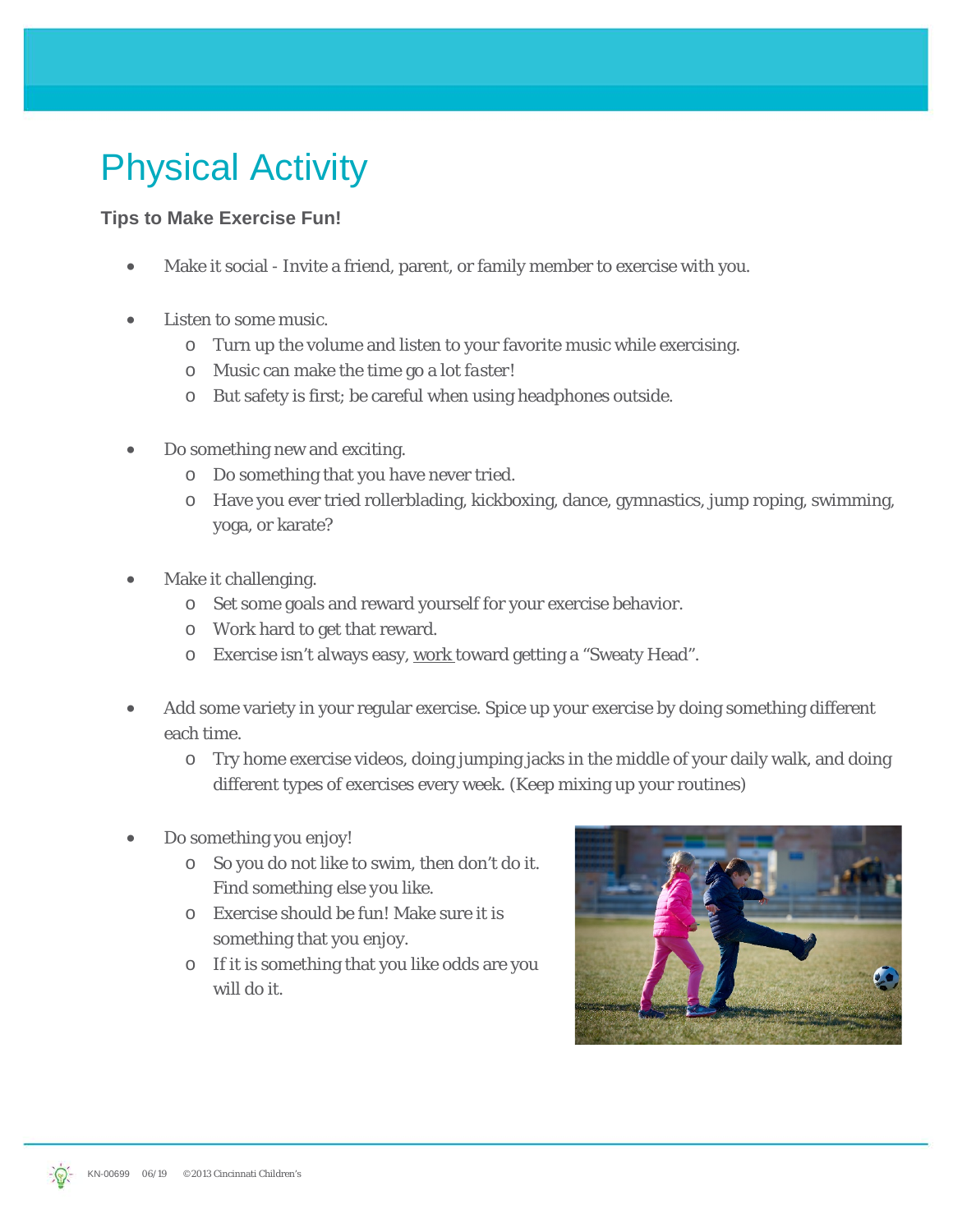# Physical Activity

**Tips to Make Exercise Fun!**

- Make it social - Invite a friend, parent, or family member to exercise with you.

- Listen to some music.
  - Turn up the volume and listen to your favorite music while exercising.
  - Music can make the time go a lot faster!
  - But safety is first; be careful when using headphones outside.

- Do something new and exciting.
  - Do something that you have never tried.
  - Have you ever tried rollerblading, kickboxing, dance, gymnastics, jump roping, swimming, yoga, or karate?

- Make it challenging.
  - Set some goals and reward yourself for your exercise behavior.
  - Work hard to get that reward.
  - Exercise isn't always easy, work toward getting a "Sweaty Head".

- Add some variety in your regular exercise. Spice up your exercise by doing something different each time.
  - Try home exercise videos, doing jumping jacks in the middle of your daily walk, and doing different types of exercises every week. (Keep mixing up your routines)

- Do something you enjoy!
  - So you do not like to swim, then don't do it. Find something else you like.
  - Exercise should be fun! Make sure it is something that you enjoy.
  - If it is something that you like odds are you will do it.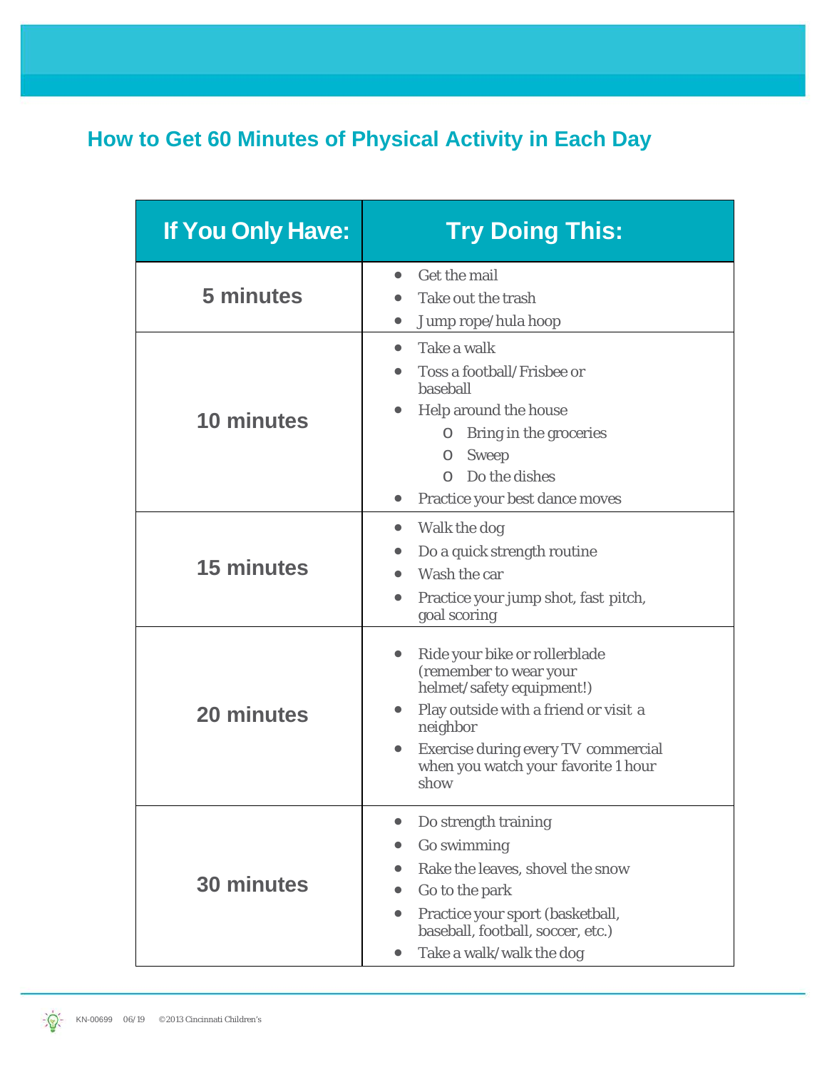## How to Get 60 Minutes of Physical Activity in Each Day

| If You Only Have: | Try Doing This: |
|---|---|
| **5 minutes** | • Get the mail<br>• Take out the trash<br>• Jump rope/hula hoop |
| **10 minutes** | • Take a walk<br>• Toss a football/Frisbee or baseball<br>• Help around the house<br>  o Bring in the groceries<br>  o Sweep<br>  o Do the dishes<br>• Practice your best dance moves |
| **15 minutes** | • Walk the dog<br>• Do a quick strength routine<br>• Wash the car<br>• Practice your jump shot, fast pitch, goal scoring |
| **20 minutes** | • Ride your bike or rollerblade (remember to wear your helmet/safety equipment!)<br>• Play outside with a friend or visit a neighbor<br>• Exercise during every TV commercial when you watch your favorite 1 hour show |
| **30 minutes** | • Do strength training<br>• Go swimming<br>• Rake the leaves, shovel the snow<br>• Go to the park<br>• Practice your sport (basketball, baseball, football, soccer, etc.)<br>• Take a walk/walk the dog |

KN-00699 06/19 ©2013 Cincinnati Children's